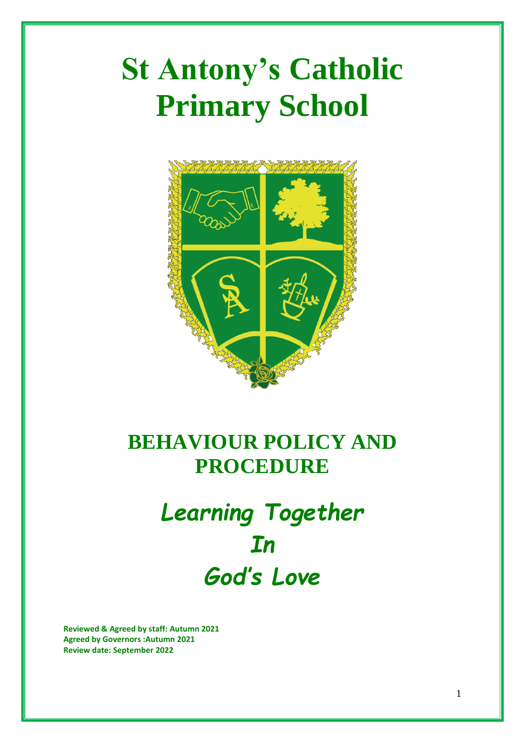# St Antony's Catholic Primary School

## BEHAVIOUR POLICY AND PROCEDURE

***Learning Together***
***In***
***God's Love***

**Reviewed & Agreed by staff: Autumn 2021**
**Agreed by Governors :Autumn 2021**
**Review date: September 2022**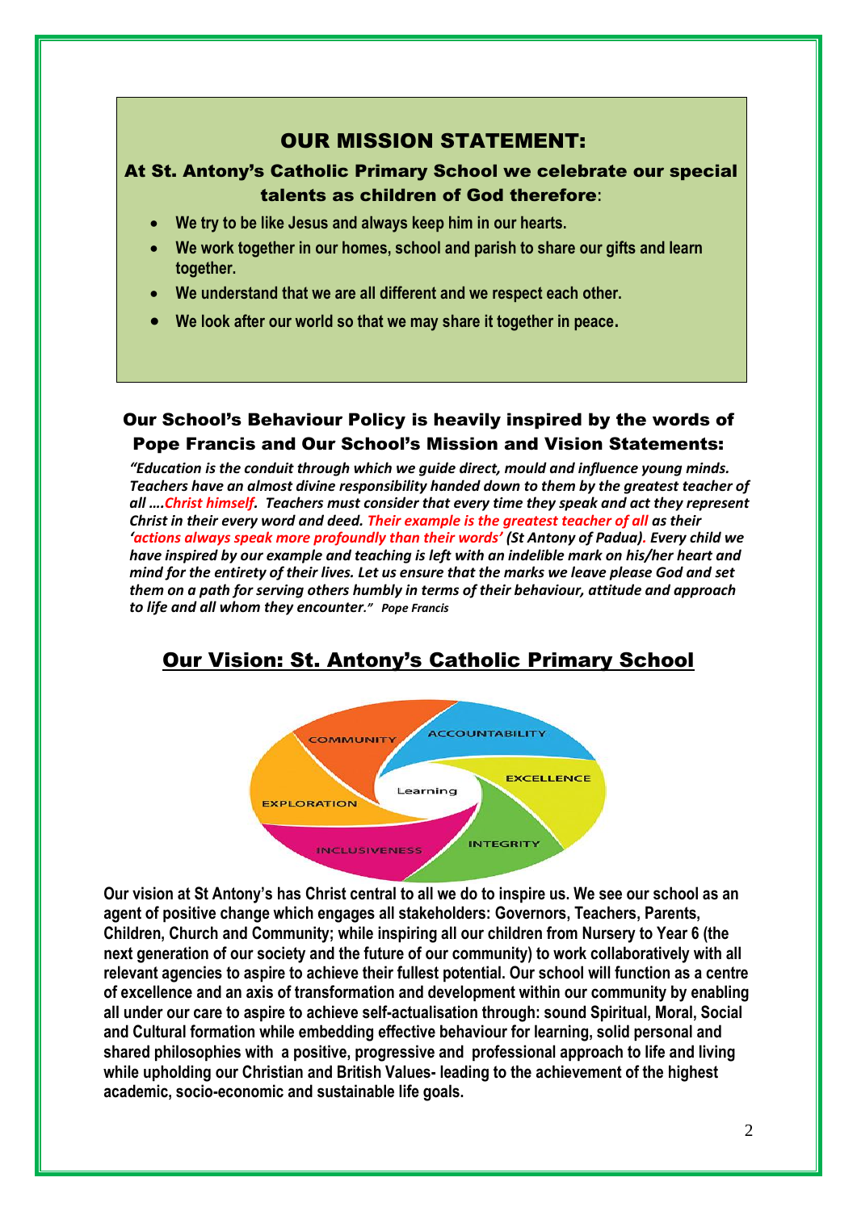## OUR MISSION STATEMENT:

### At St. Antony's Catholic Primary School we celebrate our special talents as children of God therefore:

- **We try to be like Jesus and always keep him in our hearts.**
- **We work together in our homes, school and parish to share our gifts and learn together.**
- **We understand that we are all different and we respect each other.**
- **We look after our world so that we may share it together in peace.**

### Our School's Behaviour Policy is heavily inspired by the words of Pope Francis and Our School's Mission and Vision Statements:

***"Education is the conduit through which we guide direct, mould and influence young minds. Teachers have an almost divine responsibility handed down to them by the greatest teacher of all ....Christ himself. Teachers must consider that every time they speak and act they represent Christ in their every word and deed. Their example is the greatest teacher of all as their 'actions always speak more profoundly than their words' (St Antony of Padua). Every child we have inspired by our example and teaching is left with an indelible mark on his/her heart and mind for the entirety of their lives. Let us ensure that the marks we leave please God and set them on a path for serving others humbly in terms of their behaviour, attitude and approach to life and all whom they encounter." Pope Francis***

## Our Vision: St. Antony's Catholic Primary School

COMMUNITY, ACCOUNTABILITY, EXCELLENCE, INTEGRITY, INCLUSIVENESS, EXPLORATION — Learning

**Our vision at St Antony's has Christ central to all we do to inspire us. We see our school as an agent of positive change which engages all stakeholders: Governors, Teachers, Parents, Children, Church and Community; while inspiring all our children from Nursery to Year 6 (the next generation of our society and the future of our community) to work collaboratively with all relevant agencies to aspire to achieve their fullest potential. Our school will function as a centre of excellence and an axis of transformation and development within our community by enabling all under our care to aspire to achieve self-actualisation through: sound Spiritual, Moral, Social and Cultural formation while embedding effective behaviour for learning, solid personal and shared philosophies with a positive, progressive and professional approach to life and living while upholding our Christian and British Values- leading to the achievement of the highest academic, socio-economic and sustainable life goals.**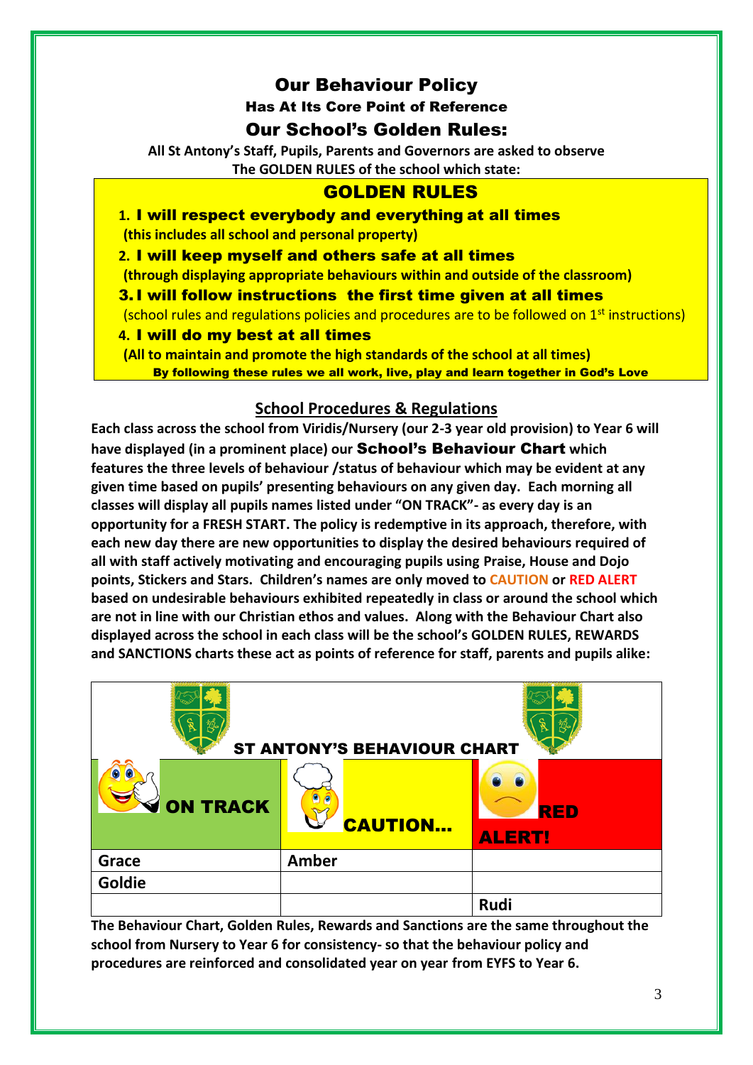# Our Behaviour Policy

### Has At Its Core Point of Reference

## Our School's Golden Rules:

**All St Antony's Staff, Pupils, Parents and Governors are asked to observe The GOLDEN RULES of the school which state:**

## GOLDEN RULES

1. **I will respect everybody and everything at all times**
   **(this includes all school and personal property)**
2. **I will keep myself and others safe at all times**
   **(through displaying appropriate behaviours within and outside of the classroom)**
3. **I will follow instructions the first time given at all times**
   (school rules and regulations policies and procedures are to be followed on 1st instructions)
4. **I will do my best at all times**
   **(All to maintain and promote the high standards of the school at all times)**

**By following these rules we all work, live, play and learn together in God's Love**

## School Procedures & Regulations

**Each class across the school from Viridis/Nursery (our 2-3 year old provision) to Year 6 will have displayed (in a prominent place) our School's Behaviour Chart which features the three levels of behaviour /status of behaviour which may be evident at any given time based on pupils' presenting behaviours on any given day. Each morning all classes will display all pupils names listed under "ON TRACK"- as every day is an opportunity for a FRESH START. The policy is redemptive in its approach, therefore, with each new day there are new opportunities to display the desired behaviours required of all with staff actively motivating and encouraging pupils using Praise, House and Dojo points, Stickers and Stars. Children's names are only moved to CAUTION or RED ALERT based on undesirable behaviours exhibited repeatedly in class or around the school which are not in line with our Christian ethos and values. Along with the Behaviour Chart also displayed across the school in each class will be the school's GOLDEN RULES, REWARDS and SANCTIONS charts these act as points of reference for staff, parents and pupils alike:**

**ST ANTONY'S BEHAVIOUR CHART**

| ON TRACK | CAUTION... | RED ALERT! |
|---|---|---|
| Grace | Amber | |
| Goldie | | |
| | | Rudi |

**The Behaviour Chart, Golden Rules, Rewards and Sanctions are the same throughout the school from Nursery to Year 6 for consistency- so that the behaviour policy and procedures are reinforced and consolidated year on year from EYFS to Year 6.**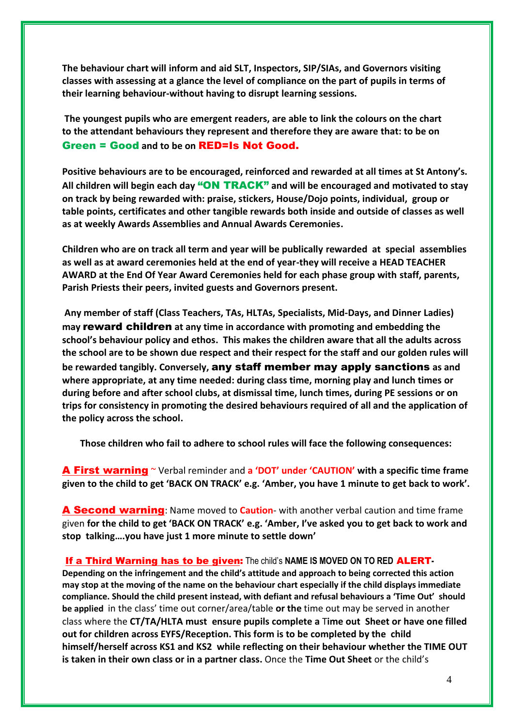**The behaviour chart will inform and aid SLT, Inspectors, SIP/SIAs, and Governors visiting classes with assessing at a glance the level of compliance on the part of pupils in terms of their learning behaviour-without having to disrupt learning sessions.**

**The youngest pupils who are emergent readers, are able to link the colours on the chart to the attendant behaviours they represent and therefore they are aware that: to be on Green = Good and to be on RED=Is Not Good.**

**Positive behaviours are to be encouraged, reinforced and rewarded at all times at St Antony's. All children will begin each day "ON TRACK" and will be encouraged and motivated to stay on track by being rewarded with: praise, stickers, House/Dojo points, individual, group or table points, certificates and other tangible rewards both inside and outside of classes as well as at weekly Awards Assemblies and Annual Awards Ceremonies.**

**Children who are on track all term and year will be publically rewarded at special assemblies as well as at award ceremonies held at the end of year-they will receive a HEAD TEACHER AWARD at the End Of Year Award Ceremonies held for each phase group with staff, parents, Parish Priests their peers, invited guests and Governors present.**

**Any member of staff (Class Teachers, TAs, HLTAs, Specialists, Mid-Days, and Dinner Ladies) may reward children at any time in accordance with promoting and embedding the school's behaviour policy and ethos. This makes the children aware that all the adults across the school are to be shown due respect and their respect for the staff and our golden rules will be rewarded tangibly. Conversely, any staff member may apply sanctions as and where appropriate, at any time needed: during class time, morning play and lunch times or during before and after school clubs, at dismissal time, lunch times, during PE sessions or on trips for consistency in promoting the desired behaviours required of all and the application of the policy across the school.**

**Those children who fail to adhere to school rules will face the following consequences:**

**A First warning** ~ Verbal reminder and **a 'DOT' under 'CAUTION' with a specific time frame given to the child to get 'BACK ON TRACK' e.g. 'Amber, you have 1 minute to get back to work'.**

**A Second warning**: Name moved to **Caution**- with another verbal caution and time frame given **for the child to get 'BACK ON TRACK' e.g. 'Amber, I've asked you to get back to work and stop talking….you have just 1 more minute to settle down'**

**If a Third Warning has to be given:** The child's **NAME IS MOVED ON TO RED ALERT- Depending on the infringement and the child's attitude and approach to being corrected this action may stop at the moving of the name on the behaviour chart especially if the child displays immediate compliance. Should the child present instead, with defiant and refusal behaviours a 'Time Out' should be applied** in the class' time out corner/area/table **or the** time out may be served in another class where the **CT/TA/HLTA must ensure pupils complete a** T**ime out Sheet or have one filled out for children across EYFS/Reception. This form is to be completed by the child himself/herself across KS1 and KS2 while reflecting on their behaviour whether the TIME OUT is taken in their own class or in a partner class.** Once the **Time Out Sheet** or the child's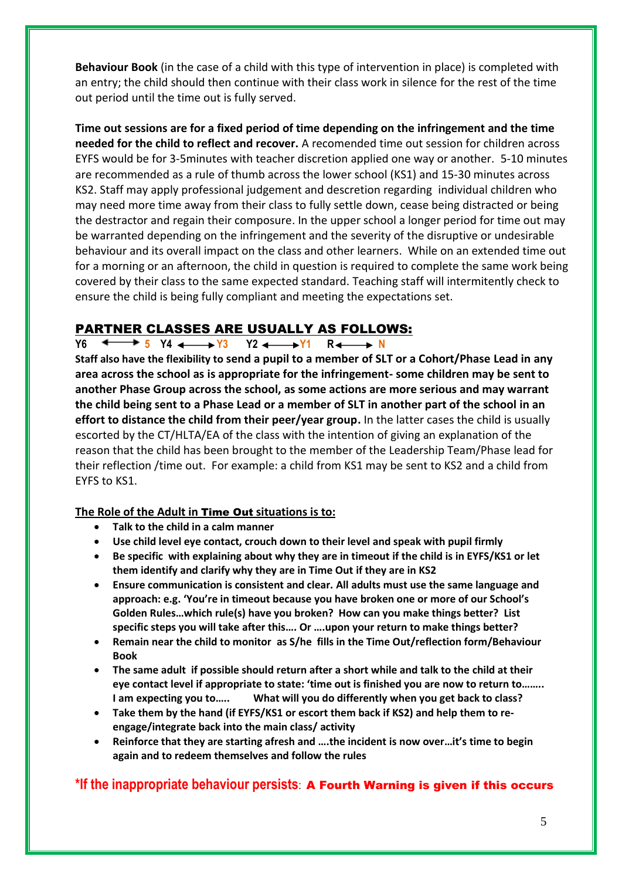**Behaviour Book** (in the case of a child with this type of intervention in place) is completed with an entry; the child should then continue with their class work in silence for the rest of the time out period until the time out is fully served.

**Time out sessions are for a fixed period of time depending on the infringement and the time needed for the child to reflect and recover.** A recomended time out session for children across EYFS would be for 3-5minutes with teacher discretion applied one way or another. 5-10 minutes are recommended as a rule of thumb across the lower school (KS1) and 15-30 minutes across KS2. Staff may apply professional judgement and descretion regarding individual children who may need more time away from their class to fully settle down, cease being distracted or being the destractor and regain their composure. In the upper school a longer period for time out may be warranted depending on the infringement and the severity of the disruptive or undesirable behaviour and its overall impact on the class and other learners. While on an extended time out for a morning or an afternoon, the child in question is required to complete the same work being covered by their class to the same expected standard. Teaching staff will intermitently check to ensure the child is being fully compliant and meeting the expectations set.

## PARTNER CLASSES ARE USUALLY AS FOLLOWS:

**Y6 ⟷ 5 Y4 ⟷ Y3 Y2 ⟷ Y1 R ⟷ N**

**Staff also have the flexibility to send a pupil to a member of SLT or a Cohort/Phase Lead in any area across the school as is appropriate for the infringement- some children may be sent to another Phase Group across the school, as some actions are more serious and may warrant the child being sent to a Phase Lead or a member of SLT in another part of the school in an effort to distance the child from their peer/year group.** In the latter cases the child is usually escorted by the CT/HLTA/EA of the class with the intention of giving an explanation of the reason that the child has been brought to the member of the Leadership Team/Phase lead for their reflection /time out. For example: a child from KS1 may be sent to KS2 and a child from EYFS to KS1.

<u>The Role of the Adult in **Time Out** situations is to:</u>

- **Talk to the child in a calm manner**
- **Use child level eye contact, crouch down to their level and speak with pupil firmly**
- **Be specific with explaining about why they are in timeout if the child is in EYFS/KS1 or let them identify and clarify why they are in Time Out if they are in KS2**
- **Ensure communication is consistent and clear. All adults must use the same language and approach: e.g. 'You're in timeout because you have broken one or more of our School's Golden Rules…which rule(s) have you broken? How can you make things better? List specific steps you will take after this…. Or ….upon your return to make things better?**
- **Remain near the child to monitor as S/he fills in the Time Out/reflection form/Behaviour Book**
- **The same adult if possible should return after a short while and talk to the child at their eye contact level if appropriate to state: 'time out is finished you are now to return to…….. I am expecting you to….. What will you do differently when you get back to class?**
- **Take them by the hand (if EYFS/KS1 or escort them back if KS2) and help them to re-engage/integrate back into the main class/ activity**
- **Reinforce that they are starting afresh and ….the incident is now over…it's time to begin again and to redeem themselves and follow the rules**

**\*If the inappropriate behaviour persists: A Fourth Warning is given if this occurs**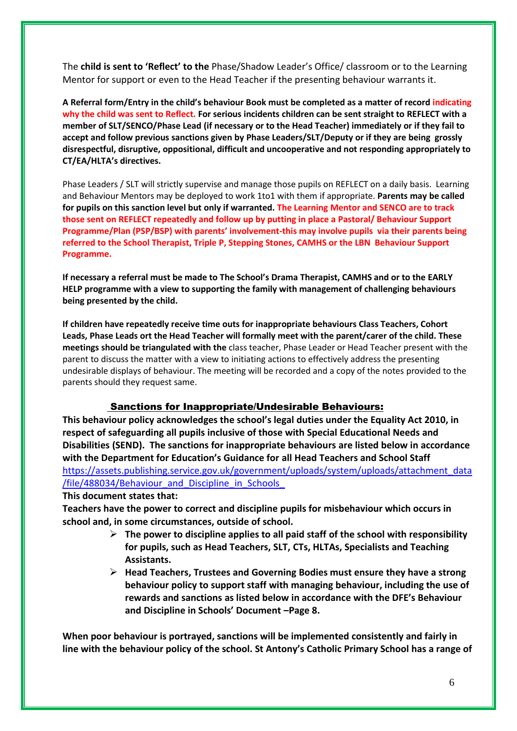The **child is sent to 'Reflect' to the** Phase/Shadow Leader's Office/ classroom or to the Learning Mentor for support or even to the Head Teacher if the presenting behaviour warrants it.

**A Referral form/Entry in the child's behaviour Book must be completed as a matter of record indicating why the child was sent to Reflect. For serious incidents children can be sent straight to REFLECT with a member of SLT/SENCO/Phase Lead (if necessary or to the Head Teacher) immediately or if they fail to accept and follow previous sanctions given by Phase Leaders/SLT/Deputy or if they are being grossly disrespectful, disruptive, oppositional, difficult and uncooperative and not responding appropriately to CT/EA/HLTA's directives.**

Phase Leaders / SLT will strictly supervise and manage those pupils on REFLECT on a daily basis. Learning and Behaviour Mentors may be deployed to work 1to1 with them if appropriate. **Parents may be called for pupils on this sanction level but only if warranted. The Learning Mentor and SENCO are to track those sent on REFLECT repeatedly and follow up by putting in place a Pastoral/ Behaviour Support Programme/Plan (PSP/BSP) with parents' involvement-this may involve pupils via their parents being referred to the School Therapist, Triple P, Stepping Stones, CAMHS or the LBN Behaviour Support Programme.**

**If necessary a referral must be made to The School's Drama Therapist, CAMHS and or to the EARLY HELP programme with a view to supporting the family with management of challenging behaviours being presented by the child.**

**If children have repeatedly receive time outs for inappropriate behaviours Class Teachers, Cohort Leads, Phase Leads ort the Head Teacher will formally meet with the parent/carer of the child. These meetings should be triangulated with the** class teacher, Phase Leader or Head Teacher present with the parent to discuss the matter with a view to initiating actions to effectively address the presenting undesirable displays of behaviour. The meeting will be recorded and a copy of the notes provided to the parents should they request same.

## Sanctions for Inappropriate/Undesirable Behaviours:

**This behaviour policy acknowledges the school's legal duties under the Equality Act 2010, in respect of safeguarding all pupils inclusive of those with Special Educational Needs and Disabilities (SEND). The sanctions for inappropriate behaviours are listed below in accordance with the Department for Education's Guidance for all Head Teachers and School Staff** [https://assets.publishing.service.gov.uk/government/uploads/system/uploads/attachment_data/file/488034/Behaviour_and_Discipline_in_Schools_](https://assets.publishing.service.gov.uk/government/uploads/system/uploads/attachment_data/file/488034/Behaviour_and_Discipline_in_Schools_)

**This document states that:**

**Teachers have the power to correct and discipline pupils for misbehaviour which occurs in school and, in some circumstances, outside of school.**

- **The power to discipline applies to all paid staff of the school with responsibility for pupils, such as Head Teachers, SLT, CTs, HLTAs, Specialists and Teaching Assistants.**
- **Head Teachers, Trustees and Governing Bodies must ensure they have a strong behaviour policy to support staff with managing behaviour, including the use of rewards and sanctions as listed below in accordance with the DFE's Behaviour and Discipline in Schools' Document –Page 8.**

**When poor behaviour is portrayed, sanctions will be implemented consistently and fairly in line with the behaviour policy of the school. St Antony's Catholic Primary School has a range of**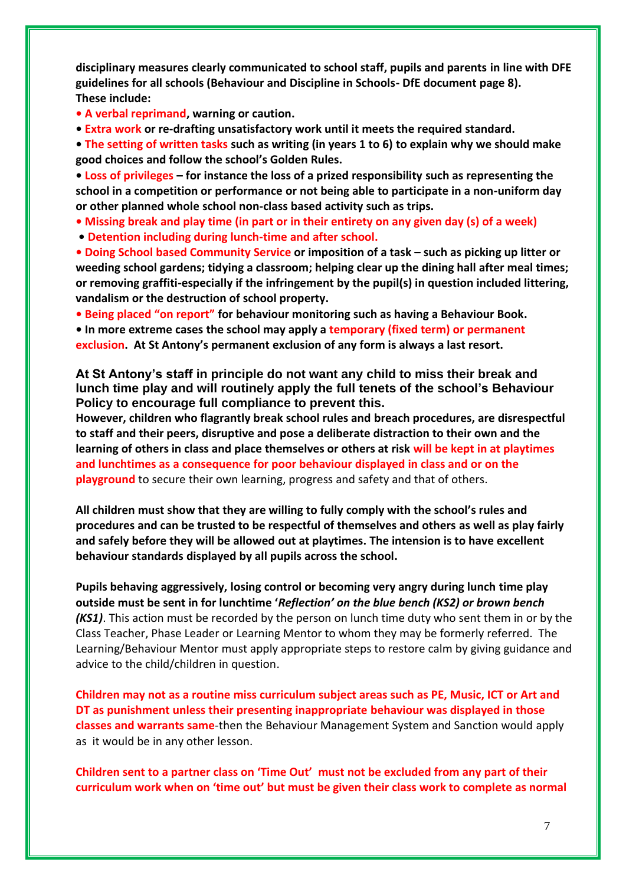**disciplinary measures clearly communicated to school staff, pupils and parents in line with DFE guidelines for all schools (Behaviour and Discipline in Schools- DfE document page 8). These include:**

- **A verbal reprimand, warning or caution.**
- **Extra work or re-drafting unsatisfactory work until it meets the required standard.**
- **The setting of written tasks such as writing (in years 1 to 6) to explain why we should make good choices and follow the school's Golden Rules.**
- **Loss of privileges – for instance the loss of a prized responsibility such as representing the school in a competition or performance or not being able to participate in a non-uniform day or other planned whole school non-class based activity such as trips.**
- **Missing break and play time (in part or in their entirety on any given day (s) of a week)**
- **Detention including during lunch-time and after school.**
- **Doing School based Community Service or imposition of a task – such as picking up litter or weeding school gardens; tidying a classroom; helping clear up the dining hall after meal times; or removing graffiti-especially if the infringement by the pupil(s) in question included littering, vandalism or the destruction of school property.**
- **Being placed "on report" for behaviour monitoring such as having a Behaviour Book.**
- **In more extreme cases the school may apply a temporary (fixed term) or permanent exclusion. At St Antony's permanent exclusion of any form is always a last resort.**

**At St Antony's staff in principle do not want any child to miss their break and lunch time play and will routinely apply the full tenets of the school's Behaviour Policy to encourage full compliance to prevent this.**

**However, children who flagrantly break school rules and breach procedures, are disrespectful to staff and their peers, disruptive and pose a deliberate distraction to their own and the learning of others in class and place themselves or others at risk will be kept in at playtimes and lunchtimes as a consequence for poor behaviour displayed in class and or on the playground** to secure their own learning, progress and safety and that of others.

**All children must show that they are willing to fully comply with the school's rules and procedures and can be trusted to be respectful of themselves and others as well as play fairly and safely before they will be allowed out at playtimes. The intension is to have excellent behaviour standards displayed by all pupils across the school.**

**Pupils behaving aggressively, losing control or becoming very angry during lunch time play outside must be sent in for lunchtime '*Reflection' on the blue bench (KS2) or brown bench (KS1)***. This action must be recorded by the person on lunch time duty who sent them in or by the Class Teacher, Phase Leader or Learning Mentor to whom they may be formerly referred. The Learning/Behaviour Mentor must apply appropriate steps to restore calm by giving guidance and advice to the child/children in question.

**Children may not as a routine miss curriculum subject areas such as PE, Music, ICT or Art and DT as punishment unless their presenting inappropriate behaviour was displayed in those classes and warrants same**-then the Behaviour Management System and Sanction would apply as it would be in any other lesson.

**Children sent to a partner class on 'Time Out' must not be excluded from any part of their curriculum work when on 'time out' but must be given their class work to complete as normal**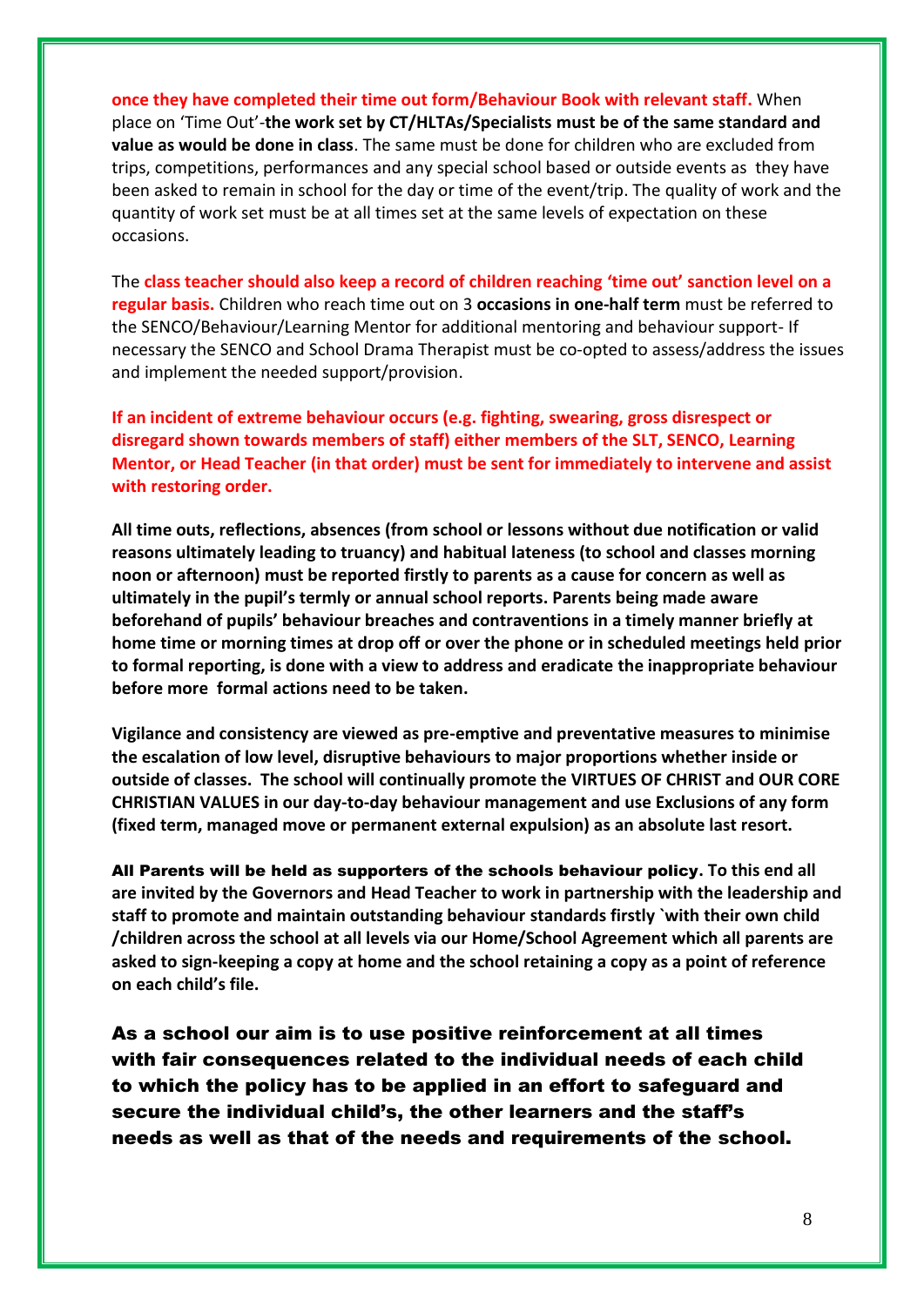**once they have completed their time out form/Behaviour Book with relevant staff.** When place on 'Time Out'-**the work set by CT/HLTAs/Specialists must be of the same standard and value as would be done in class**. The same must be done for children who are excluded from trips, competitions, performances and any special school based or outside events as they have been asked to remain in school for the day or time of the event/trip. The quality of work and the quantity of work set must be at all times set at the same levels of expectation on these occasions.

The **class teacher should also keep a record of children reaching 'time out' sanction level on a regular basis.** Children who reach time out on 3 **occasions in one-half term** must be referred to the SENCO/Behaviour/Learning Mentor for additional mentoring and behaviour support- If necessary the SENCO and School Drama Therapist must be co-opted to assess/address the issues and implement the needed support/provision.

**If an incident of extreme behaviour occurs (e.g. fighting, swearing, gross disrespect or disregard shown towards members of staff) either members of the SLT, SENCO, Learning Mentor, or Head Teacher (in that order) must be sent for immediately to intervene and assist with restoring order.**

**All time outs, reflections, absences (from school or lessons without due notification or valid reasons ultimately leading to truancy) and habitual lateness (to school and classes morning noon or afternoon) must be reported firstly to parents as a cause for concern as well as ultimately in the pupil's termly or annual school reports. Parents being made aware beforehand of pupils' behaviour breaches and contraventions in a timely manner briefly at home time or morning times at drop off or over the phone or in scheduled meetings held prior to formal reporting, is done with a view to address and eradicate the inappropriate behaviour before more formal actions need to be taken.**

**Vigilance and consistency are viewed as pre-emptive and preventative measures to minimise the escalation of low level, disruptive behaviours to major proportions whether inside or outside of classes. The school will continually promote the VIRTUES OF CHRIST and OUR CORE CHRISTIAN VALUES in our day-to-day behaviour management and use Exclusions of any form (fixed term, managed move or permanent external expulsion) as an absolute last resort.**

**All Parents will be held as supporters of the schools behaviour policy. To this end all are invited by the Governors and Head Teacher to work in partnership with the leadership and staff to promote and maintain outstanding behaviour standards firstly `with their own child /children across the school at all levels via our Home/School Agreement which all parents are asked to sign-keeping a copy at home and the school retaining a copy as a point of reference on each child's file.**

**As a school our aim is to use positive reinforcement at all times with fair consequences related to the individual needs of each child to which the policy has to be applied in an effort to safeguard and secure the individual child's, the other learners and the staff's needs as well as that of the needs and requirements of the school.**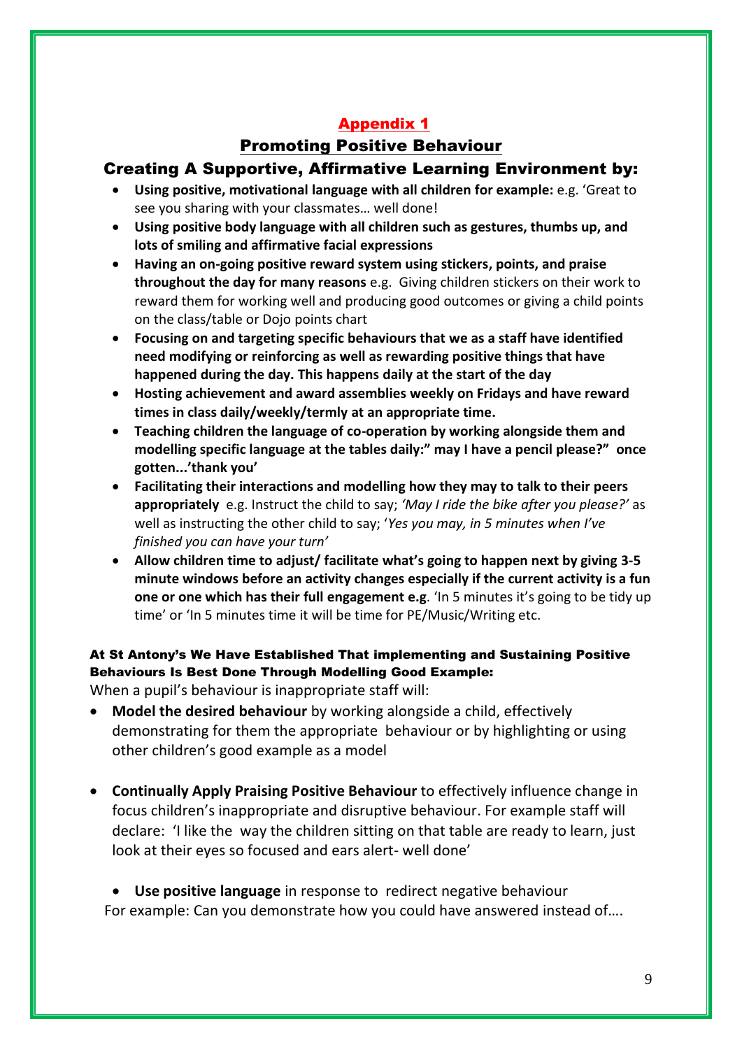## Appendix 1

## Promoting Positive Behaviour

### Creating A Supportive, Affirmative Learning Environment by:

- **Using positive, motivational language with all children for example:** e.g. 'Great to see you sharing with your classmates… well done!
- **Using positive body language with all children such as gestures, thumbs up, and lots of smiling and affirmative facial expressions**
- **Having an on-going positive reward system using stickers, points, and praise throughout the day for many reasons** e.g. Giving children stickers on their work to reward them for working well and producing good outcomes or giving a child points on the class/table or Dojo points chart
- **Focusing on and targeting specific behaviours that we as a staff have identified need modifying or reinforcing as well as rewarding positive things that have happened during the day. This happens daily at the start of the day**
- **Hosting achievement and award assemblies weekly on Fridays and have reward times in class daily/weekly/termly at an appropriate time.**
- **Teaching children the language of co-operation by working alongside them and modelling specific language at the tables daily:" may I have a pencil please?" once gotten...'thank you'**
- **Facilitating their interactions and modelling how they may to talk to their peers appropriately** e.g. Instruct the child to say; *'May I ride the bike after you please?'* as well as instructing the other child to say; '*Yes you may, in 5 minutes when I've finished you can have your turn'*
- **Allow children time to adjust/ facilitate what's going to happen next by giving 3-5 minute windows before an activity changes especially if the current activity is a fun one or one which has their full engagement e.g**. 'In 5 minutes it's going to be tidy up time' or 'In 5 minutes time it will be time for PE/Music/Writing etc.

#### At St Antony's We Have Established That implementing and Sustaining Positive Behaviours Is Best Done Through Modelling Good Example:

When a pupil's behaviour is inappropriate staff will:

- **Model the desired behaviour** by working alongside a child, effectively demonstrating for them the appropriate behaviour or by highlighting or using other children's good example as a model

- **Continually Apply Praising Positive Behaviour** to effectively influence change in focus children's inappropriate and disruptive behaviour. For example staff will declare: 'I like the way the children sitting on that table are ready to learn, just look at their eyes so focused and ears alert- well done'

- **Use positive language** in response to redirect negative behaviour

For example: Can you demonstrate how you could have answered instead of….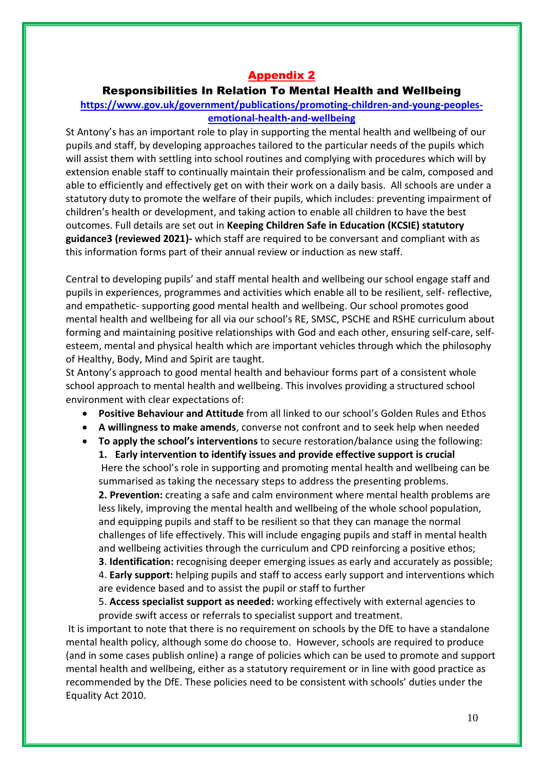## Appendix 2

### Responsibilities In Relation To Mental Health and Wellbeing

[https://www.gov.uk/government/publications/promoting-children-and-young-peoples-emotional-health-and-wellbeing](https://www.gov.uk/government/publications/promoting-children-and-young-peoples-emotional-health-and-wellbeing)

St Antony's has an important role to play in supporting the mental health and wellbeing of our pupils and staff, by developing approaches tailored to the particular needs of the pupils which will assist them with settling into school routines and complying with procedures which will by extension enable staff to continually maintain their professionalism and be calm, composed and able to efficiently and effectively get on with their work on a daily basis. All schools are under a statutory duty to promote the welfare of their pupils, which includes: preventing impairment of children's health or development, and taking action to enable all children to have the best outcomes. Full details are set out in **Keeping Children Safe in Education (KCSIE) statutory guidance3 (reviewed 2021)-** which staff are required to be conversant and compliant with as this information forms part of their annual review or induction as new staff.

Central to developing pupils' and staff mental health and wellbeing our school engage staff and pupils in experiences, programmes and activities which enable all to be resilient, self- reflective, and empathetic- supporting good mental health and wellbeing. Our school promotes good mental health and wellbeing for all via our school's RE, SMSC, PSCHE and RSHE curriculum about forming and maintaining positive relationships with God and each other, ensuring self-care, self-esteem, mental and physical health which are important vehicles through which the philosophy of Healthy, Body, Mind and Spirit are taught.

St Antony's approach to good mental health and behaviour forms part of a consistent whole school approach to mental health and wellbeing. This involves providing a structured school environment with clear expectations of:

- **Positive Behaviour and Attitude** from all linked to our school's Golden Rules and Ethos
- **A willingness to make amends**, converse not confront and to seek help when needed
- **To apply the school's interventions** to secure restoration/balance using the following:
  1. **Early intervention to identify issues and provide effective support is crucial** Here the school's role in supporting and promoting mental health and wellbeing can be summarised as taking the necessary steps to address the presenting problems.
  2. **Prevention:** creating a safe and calm environment where mental health problems are less likely, improving the mental health and wellbeing of the whole school population, and equipping pupils and staff to be resilient so that they can manage the normal challenges of life effectively. This will include engaging pupils and staff in mental health and wellbeing activities through the curriculum and CPD reinforcing a positive ethos;
  3. **Identification:** recognising deeper emerging issues as early and accurately as possible;
  4. **Early support:** helping pupils and staff to access early support and interventions which are evidence based and to assist the pupil or staff to further
  5. **Access specialist support as needed:** working effectively with external agencies to provide swift access or referrals to specialist support and treatment.

It is important to note that there is no requirement on schools by the DfE to have a standalone mental health policy, although some do choose to. However, schools are required to produce (and in some cases publish online) a range of policies which can be used to promote and support mental health and wellbeing, either as a statutory requirement or in line with good practice as recommended by the DfE. These policies need to be consistent with schools' duties under the Equality Act 2010.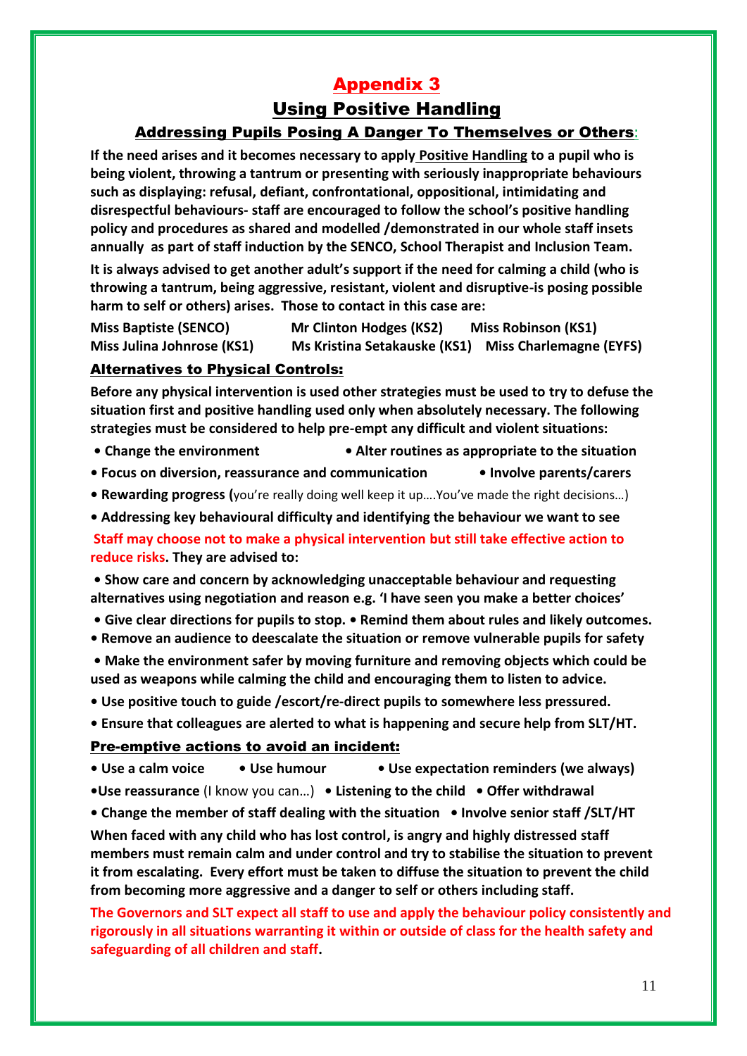# Appendix 3

## Using Positive Handling

### Addressing Pupils Posing A Danger To Themselves or Others:

**If the need arises and it becomes necessary to apply Positive Handling to a pupil who is being violent, throwing a tantrum or presenting with seriously inappropriate behaviours such as displaying: refusal, defiant, confrontational, oppositional, intimidating and disrespectful behaviours- staff are encouraged to follow the school's positive handling policy and procedures as shared and modelled /demonstrated in our whole staff insets annually as part of staff induction by the SENCO, School Therapist and Inclusion Team.**

**It is always advised to get another adult's support if the need for calming a child (who is throwing a tantrum, being aggressive, resistant, violent and disruptive-is posing possible harm to self or others) arises. Those to contact in this case are:**

| | | |
|---|---|---|
| **Miss Baptiste (SENCO)** | **Mr Clinton Hodges (KS2)** | **Miss Robinson (KS1)** |
| **Miss Julina Johnrose (KS1)** | **Ms Kristina Setakauske (KS1)** | **Miss Charlemagne (EYFS)** |

### Alternatives to Physical Controls:

**Before any physical intervention is used other strategies must be used to try to defuse the situation first and positive handling used only when absolutely necessary. The following strategies must be considered to help pre-empt any difficult and violent situations:**

- **Change the environment**
- **Alter routines as appropriate to the situation**
- **Focus on diversion, reassurance and communication**
- **Involve parents/carers**
- **Rewarding progress (**you're really doing well keep it up….You've made the right decisions…)
- **Addressing key behavioural difficulty and identifying the behaviour we want to see**

**Staff may choose not to make a physical intervention but still take effective action to reduce risks. They are advised to:**

- **Show care and concern by acknowledging unacceptable behaviour and requesting alternatives using negotiation and reason e.g. 'I have seen you make a better choices'**
- **Give clear directions for pupils to stop.**
- **Remind them about rules and likely outcomes.**
- **Remove an audience to deescalate the situation or remove vulnerable pupils for safety**
- **Make the environment safer by moving furniture and removing objects which could be used as weapons while calming the child and encouraging them to listen to advice.**
- **Use positive touch to guide /escort/re-direct pupils to somewhere less pressured.**
- **Ensure that colleagues are alerted to what is happening and secure help from SLT/HT.**

### Pre-emptive actions to avoid an incident:

- **Use a calm voice**
- **Use humour**
- **Use expectation reminders (we always)**
- **Use reassurance** (I know you can…)
- **Listening to the child**
- **Offer withdrawal**
- **Change the member of staff dealing with the situation**
- **Involve senior staff /SLT/HT**

**When faced with any child who has lost control, is angry and highly distressed staff members must remain calm and under control and try to stabilise the situation to prevent it from escalating. Every effort must be taken to diffuse the situation to prevent the child from becoming more aggressive and a danger to self or others including staff.**

**The Governors and SLT expect all staff to use and apply the behaviour policy consistently and rigorously in all situations warranting it within or outside of class for the health safety and safeguarding of all children and staff.**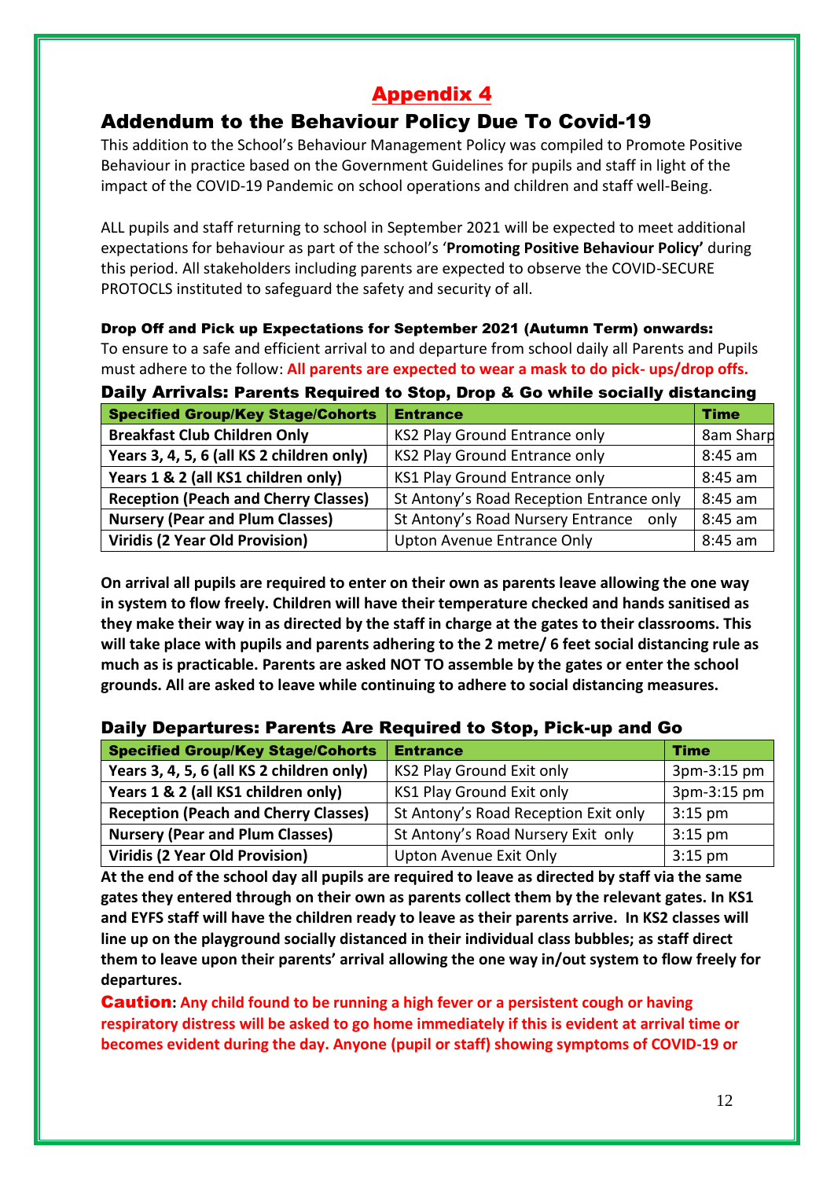# Appendix 4

## Addendum to the Behaviour Policy Due To Covid-19

This addition to the School's Behaviour Management Policy was compiled to Promote Positive Behaviour in practice based on the Government Guidelines for pupils and staff in light of the impact of the COVID-19 Pandemic on school operations and children and staff well-Being.

ALL pupils and staff returning to school in September 2021 will be expected to meet additional expectations for behaviour as part of the school's '**Promoting Positive Behaviour Policy'** during this period. All stakeholders including parents are expected to observe the COVID-SECURE PROTOCLS instituted to safeguard the safety and security of all.

### Drop Off and Pick up Expectations for September 2021 (Autumn Term) onwards:

To ensure to a safe and efficient arrival to and departure from school daily all Parents and Pupils must adhere to the follow: **All parents are expected to wear a mask to do pick- ups/drop offs.**

### Daily Arrivals: Parents Required to Stop, Drop & Go while socially distancing

| Specified Group/Key Stage/Cohorts | Entrance | Time |
|---|---|---|
| **Breakfast Club Children Only** | KS2 Play Ground Entrance only | 8am Sharp |
| **Years 3, 4, 5, 6 (all KS 2 children only)** | KS2 Play Ground Entrance only | 8:45 am |
| **Years 1 & 2 (all KS1 children only)** | KS1 Play Ground Entrance only | 8:45 am |
| **Reception (Peach and Cherry Classes)** | St Antony's Road Reception Entrance only | 8:45 am |
| **Nursery (Pear and Plum Classes)** | St Antony's Road Nursery Entrance only | 8:45 am |
| **Viridis (2 Year Old Provision)** | Upton Avenue Entrance Only | 8:45 am |

**On arrival all pupils are required to enter on their own as parents leave allowing the one way in system to flow freely. Children will have their temperature checked and hands sanitised as they make their way in as directed by the staff in charge at the gates to their classrooms. This will take place with pupils and parents adhering to the 2 metre/ 6 feet social distancing rule as much as is practicable. Parents are asked NOT TO assemble by the gates or enter the school grounds. All are asked to leave while continuing to adhere to social distancing measures.**

### Daily Departures: Parents Are Required to Stop, Pick-up and Go

| Specified Group/Key Stage/Cohorts | Entrance | Time |
|---|---|---|
| **Years 3, 4, 5, 6 (all KS 2 children only)** | KS2 Play Ground Exit only | 3pm-3:15 pm |
| **Years 1 & 2 (all KS1 children only)** | KS1 Play Ground Exit only | 3pm-3:15 pm |
| **Reception (Peach and Cherry Classes)** | St Antony's Road Reception Exit only | 3:15 pm |
| **Nursery (Pear and Plum Classes)** | St Antony's Road Nursery Exit only | 3:15 pm |
| **Viridis (2 Year Old Provision)** | Upton Avenue Exit Only | 3:15 pm |

**At the end of the school day all pupils are required to leave as directed by staff via the same gates they entered through on their own as parents collect them by the relevant gates. In KS1 and EYFS staff will have the children ready to leave as their parents arrive. In KS2 classes will line up on the playground socially distanced in their individual class bubbles; as staff direct them to leave upon their parents' arrival allowing the one way in/out system to flow freely for departures.**

**Caution: Any child found to be running a high fever or a persistent cough or having respiratory distress will be asked to go home immediately if this is evident at arrival time or becomes evident during the day. Anyone (pupil or staff) showing symptoms of COVID-19 or**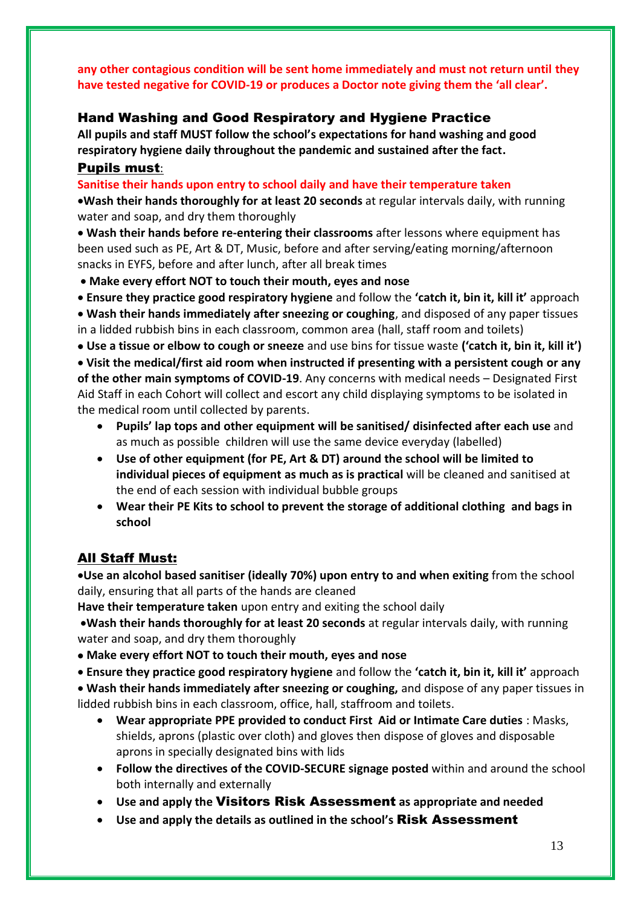**any other contagious condition will be sent home immediately and must not return until they have tested negative for COVID-19 or produces a Doctor note giving them the 'all clear'.**

## Hand Washing and Good Respiratory and Hygiene Practice

**All pupils and staff MUST follow the school's expectations for hand washing and good respiratory hygiene daily throughout the pandemic and sustained after the fact.**

### Pupils must:

**Sanitise their hands upon entry to school daily and have their temperature taken**

- **Wash their hands thoroughly for at least 20 seconds** at regular intervals daily, with running water and soap, and dry them thoroughly
- **Wash their hands before re-entering their classrooms** after lessons where equipment has been used such as PE, Art & DT, Music, before and after serving/eating morning/afternoon snacks in EYFS, before and after lunch, after all break times
- **Make every effort NOT to touch their mouth, eyes and nose**
- **Ensure they practice good respiratory hygiene** and follow the **'catch it, bin it, kill it'** approach
- **Wash their hands immediately after sneezing or coughing**, and disposed of any paper tissues in a lidded rubbish bins in each classroom, common area (hall, staff room and toilets)
- **Use a tissue or elbow to cough or sneeze** and use bins for tissue waste **('catch it, bin it, kill it')**
- **Visit the medical/first aid room when instructed if presenting with a persistent cough or any of the other main symptoms of COVID-19**. Any concerns with medical needs – Designated First Aid Staff in each Cohort will collect and escort any child displaying symptoms to be isolated in the medical room until collected by parents.
  - **Pupils' lap tops and other equipment will be sanitised/ disinfected after each use** and as much as possible children will use the same device everyday (labelled)
  - **Use of other equipment (for PE, Art & DT) around the school will be limited to individual pieces of equipment as much as is practical** will be cleaned and sanitised at the end of each session with individual bubble groups
  - **Wear their PE Kits to school to prevent the storage of additional clothing and bags in school**

### All Staff Must:

- **Use an alcohol based sanitiser (ideally 70%) upon entry to and when exiting** from the school daily, ensuring that all parts of the hands are cleaned

**Have their temperature taken** upon entry and exiting the school daily

- **Wash their hands thoroughly for at least 20 seconds** at regular intervals daily, with running water and soap, and dry them thoroughly
- **Make every effort NOT to touch their mouth, eyes and nose**
- **Ensure they practice good respiratory hygiene** and follow the **'catch it, bin it, kill it'** approach
- **Wash their hands immediately after sneezing or coughing,** and dispose of any paper tissues in lidded rubbish bins in each classroom, office, hall, staffroom and toilets.
  - **Wear appropriate PPE provided to conduct First Aid or Intimate Care duties** : Masks, shields, aprons (plastic over cloth) and gloves then dispose of gloves and disposable aprons in specially designated bins with lids
  - **Follow the directives of the COVID-SECURE signage posted** within and around the school both internally and externally
  - **Use and apply the Visitors Risk Assessment as appropriate and needed**
  - **Use and apply the details as outlined in the school's Risk Assessment**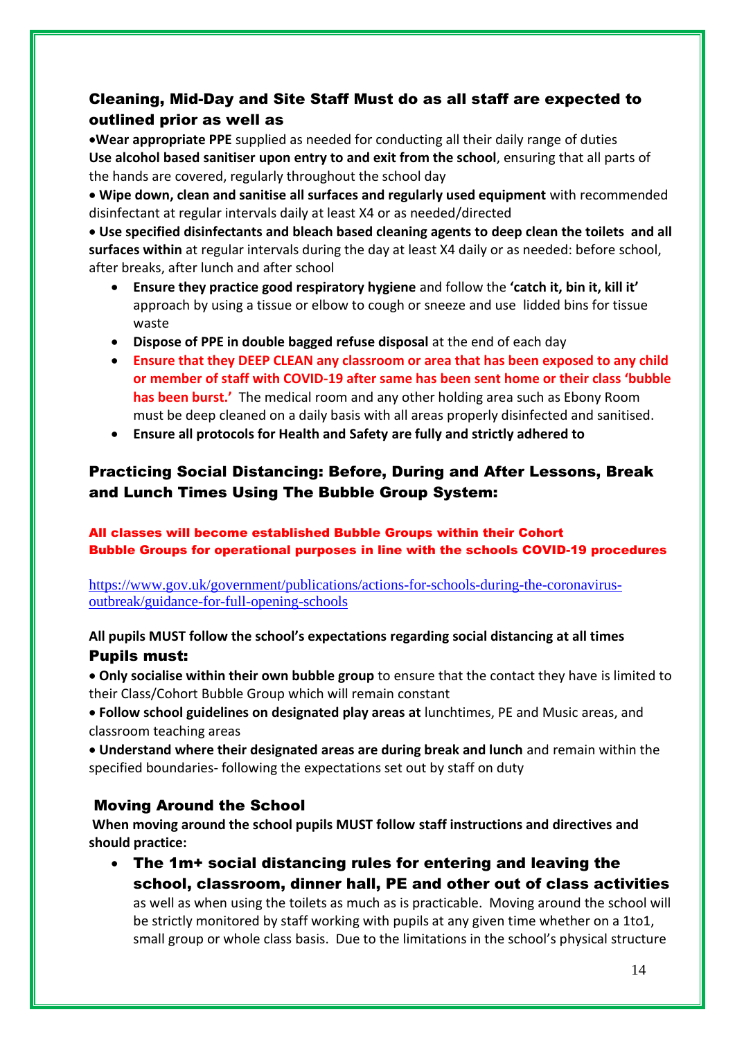## Cleaning, Mid-Day and Site Staff Must do as all staff are expected to outlined prior as well as

•**Wear appropriate PPE** supplied as needed for conducting all their daily range of duties
**Use alcohol based sanitiser upon entry to and exit from the school**, ensuring that all parts of the hands are covered, regularly throughout the school day

• **Wipe down, clean and sanitise all surfaces and regularly used equipment** with recommended disinfectant at regular intervals daily at least X4 or as needed/directed

• **Use specified disinfectants and bleach based cleaning agents to deep clean the toilets and all surfaces within** at regular intervals during the day at least X4 daily or as needed: before school, after breaks, after lunch and after school

- **Ensure they practice good respiratory hygiene** and follow the **'catch it, bin it, kill it'** approach by using a tissue or elbow to cough or sneeze and use lidded bins for tissue waste
- **Dispose of PPE in double bagged refuse disposal** at the end of each day
- **Ensure that they DEEP CLEAN any classroom or area that has been exposed to any child or member of staff with COVID-19 after same has been sent home or their class 'bubble has been burst.'** The medical room and any other holding area such as Ebony Room must be deep cleaned on a daily basis with all areas properly disinfected and sanitised.
- **Ensure all protocols for Health and Safety are fully and strictly adhered to**

## Practicing Social Distancing: Before, During and After Lessons, Break and Lunch Times Using The Bubble Group System:

**All classes will become established Bubble Groups within their Cohort Bubble Groups for operational purposes in line with the schools COVID-19 procedures**

https://www.gov.uk/government/publications/actions-for-schools-during-the-coronavirus-outbreak/guidance-for-full-opening-schools

**All pupils MUST follow the school's expectations regarding social distancing at all times**

### Pupils must:

• **Only socialise within their own bubble group** to ensure that the contact they have is limited to their Class/Cohort Bubble Group which will remain constant

• **Follow school guidelines on designated play areas at** lunchtimes, PE and Music areas, and classroom teaching areas

• **Understand where their designated areas are during break and lunch** and remain within the specified boundaries- following the expectations set out by staff on duty

### Moving Around the School

**When moving around the school pupils MUST follow staff instructions and directives and should practice:**

- **The 1m+ social distancing rules for entering and leaving the school, classroom, dinner hall, PE and other out of class activities** as well as when using the toilets as much as is practicable. Moving around the school will be strictly monitored by staff working with pupils at any given time whether on a 1to1, small group or whole class basis. Due to the limitations in the school's physical structure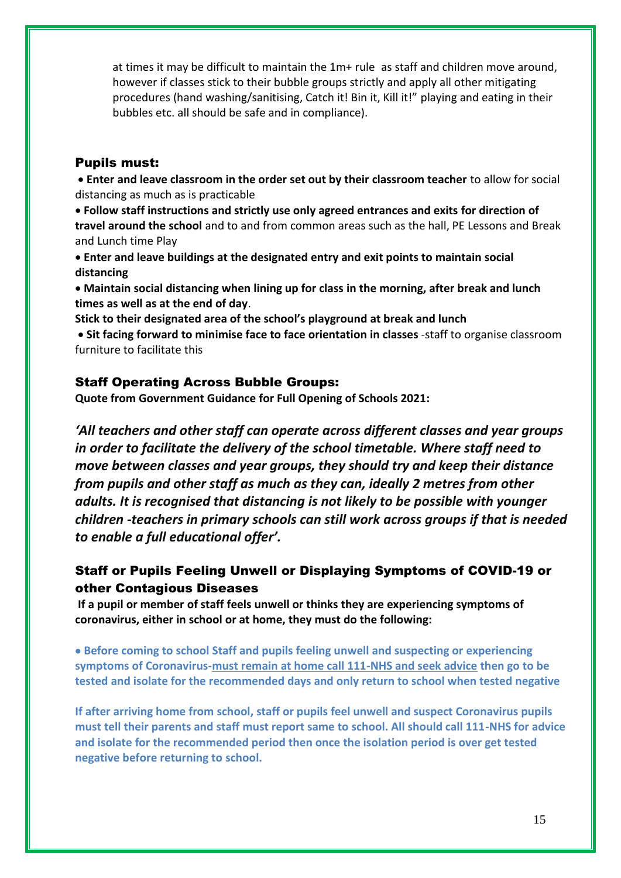at times it may be difficult to maintain the 1m+ rule as staff and children move around, however if classes stick to their bubble groups strictly and apply all other mitigating procedures (hand washing/sanitising, Catch it! Bin it, Kill it!" playing and eating in their bubbles etc. all should be safe and in compliance).

## Pupils must:

- **Enter and leave classroom in the order set out by their classroom teacher** to allow for social distancing as much as is practicable
- **Follow staff instructions and strictly use only agreed entrances and exits for direction of travel around the school** and to and from common areas such as the hall, PE Lessons and Break and Lunch time Play
- **Enter and leave buildings at the designated entry and exit points to maintain social distancing**
- **Maintain social distancing when lining up for class in the morning, after break and lunch times as well as at the end of day**.

**Stick to their designated area of the school's playground at break and lunch**

- **Sit facing forward to minimise face to face orientation in classes** -staff to organise classroom furniture to facilitate this

## Staff Operating Across Bubble Groups:

**Quote from Government Guidance for Full Opening of Schools 2021:**

***'All teachers and other staff can operate across different classes and year groups in order to facilitate the delivery of the school timetable. Where staff need to move between classes and year groups, they should try and keep their distance from pupils and other staff as much as they can, ideally 2 metres from other adults. It is recognised that distancing is not likely to be possible with younger children -teachers in primary schools can still work across groups if that is needed to enable a full educational offer'.***

## Staff or Pupils Feeling Unwell or Displaying Symptoms of COVID-19 or other Contagious Diseases

**If a pupil or member of staff feels unwell or thinks they are experiencing symptoms of coronavirus, either in school or at home, they must do the following:**

- **Before coming to school Staff and pupils feeling unwell and suspecting or experiencing symptoms of Coronavirus-must remain at home call 111-NHS and seek advice then go to be tested and isolate for the recommended days and only return to school when tested negative**

**If after arriving home from school, staff or pupils feel unwell and suspect Coronavirus pupils must tell their parents and staff must report same to school. All should call 111-NHS for advice and isolate for the recommended period then once the isolation period is over get tested negative before returning to school.**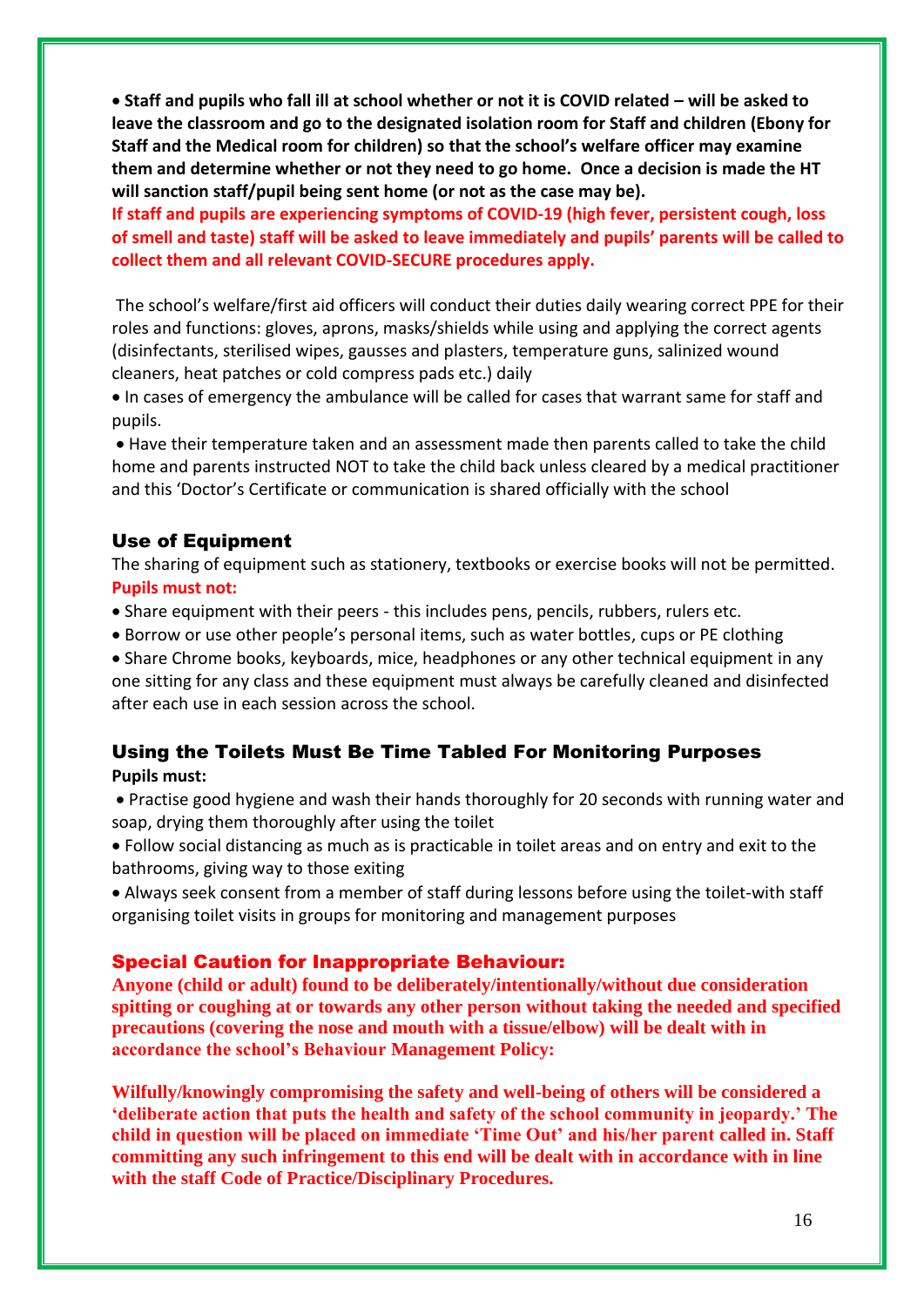- **Staff and pupils who fall ill at school whether or not it is COVID related – will be asked to leave the classroom and go to the designated isolation room for Staff and children (Ebony for Staff and the Medical room for children) so that the school's welfare officer may examine them and determine whether or not they need to go home. Once a decision is made the HT will sanction staff/pupil being sent home (or not as the case may be).**

**If staff and pupils are experiencing symptoms of COVID-19 (high fever, persistent cough, loss of smell and taste) staff will be asked to leave immediately and pupils' parents will be called to collect them and all relevant COVID-SECURE procedures apply.**

The school's welfare/first aid officers will conduct their duties daily wearing correct PPE for their roles and functions: gloves, aprons, masks/shields while using and applying the correct agents (disinfectants, sterilised wipes, gausses and plasters, temperature guns, salinized wound cleaners, heat patches or cold compress pads etc.) daily

- In cases of emergency the ambulance will be called for cases that warrant same for staff and pupils.
- Have their temperature taken and an assessment made then parents called to take the child home and parents instructed NOT to take the child back unless cleared by a medical practitioner and this 'Doctor's Certificate or communication is shared officially with the school

## Use of Equipment

The sharing of equipment such as stationery, textbooks or exercise books will not be permitted.

**Pupils must not:**

- Share equipment with their peers - this includes pens, pencils, rubbers, rulers etc.
- Borrow or use other people's personal items, such as water bottles, cups or PE clothing
- Share Chrome books, keyboards, mice, headphones or any other technical equipment in any one sitting for any class and these equipment must always be carefully cleaned and disinfected after each use in each session across the school.

## Using the Toilets Must Be Time Tabled For Monitoring Purposes

**Pupils must:**

- Practise good hygiene and wash their hands thoroughly for 20 seconds with running water and soap, drying them thoroughly after using the toilet
- Follow social distancing as much as is practicable in toilet areas and on entry and exit to the bathrooms, giving way to those exiting
- Always seek consent from a member of staff during lessons before using the toilet-with staff organising toilet visits in groups for monitoring and management purposes

## Special Caution for Inappropriate Behaviour:

**Anyone (child or adult) found to be deliberately/intentionally/without due consideration spitting or coughing at or towards any other person without taking the needed and specified precautions (covering the nose and mouth with a tissue/elbow) will be dealt with in accordance the school's Behaviour Management Policy:**

**Wilfully/knowingly compromising the safety and well-being of others will be considered a 'deliberate action that puts the health and safety of the school community in jeopardy.' The child in question will be placed on immediate 'Time Out' and his/her parent called in. Staff committing any such infringement to this end will be dealt with in accordance with in line with the staff Code of Practice/Disciplinary Procedures.**